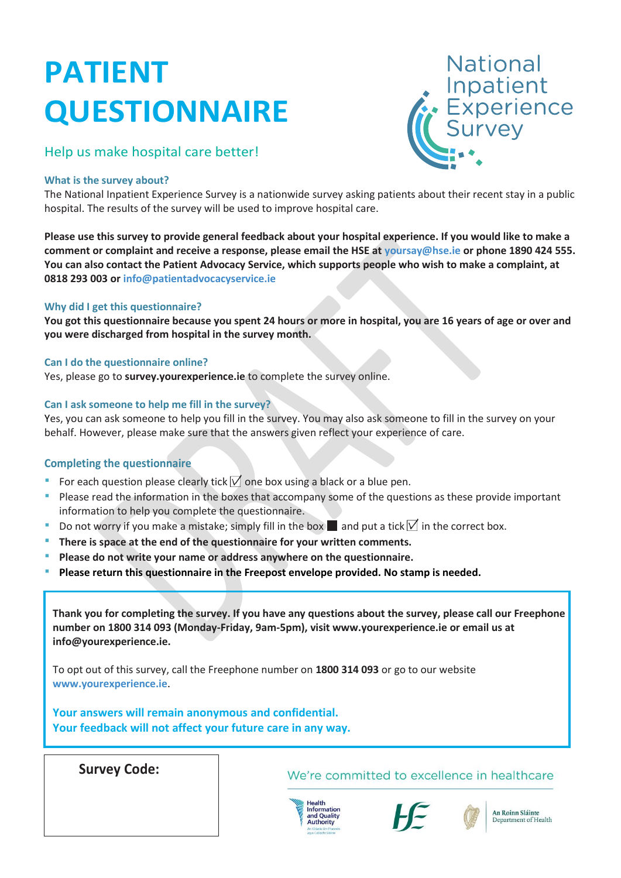# PATIENT QUESTIONNAIRE

National Inpatient Experience Survey

## Help us make hospital care better!

### What is the survey about?

The National Inpatient Experience Survey is a nationwide survey asking patients about their recent stay in a public hospital. The results of the survey will be used to improve hospital care.

**Please use this survey to provide general feedback about your hospital experience. If you would like to make a comment or complaint and receive a response, please email the HSE at yoursay@hse.ie or phone 1890 424 555. You can also contact the Patient Advocacy Service, which supports people who wish to make a complaint, at 0818 293 003 or info@patientadvocacyservice.ie**

### Why did I get this questionnaire?

**You got this questionnaire because you spent 24 hours or more in hospital, you are 16 years of age or over and you were discharged from hospital in the survey month.**

### Can I do the questionnaire online?

Yes, please go to **survey.yourexperience.ie** to complete the survey online.

### Can I ask someone to help me fill in the survey?

Yes, you can ask someone to help you fill in the survey. You may also ask someone to fill in the survey on your behalf. However, please make sure that the answers given reflect your experience of care.

### Completing the questionnaire

- For each question please clearly tick ☑ one box using a black or a blue pen.
- Please read the information in the boxes that accompany some of the questions as these provide important information to help you complete the questionnaire.
- Do not worry if you make a mistake; simply fill in the box ■ and put a tick ☑ in the correct box.
- **There is space at the end of the questionnaire for your written comments.**
- **Please do not write your name or address anywhere on the questionnaire.**
- **Please return this questionnaire in the Freepost envelope provided. No stamp is needed.**

**Thank you for completing the survey. If you have any questions about the survey, please call our Freephone number on 1800 314 093 (Monday-Friday, 9am-5pm), visit www.yourexperience.ie or email us at info@yourexperience.ie.**

To opt out of this survey, call the Freephone number on **1800 314 093** or go to our website www.yourexperience.ie.

**Your answers will remain anonymous and confidential.**
**Your feedback will not affect your future care in any way.**

**Survey Code:**

We're committed to excellence in healthcare

Health Information and Quality Authority

An Roinn Sláinte
Department of Health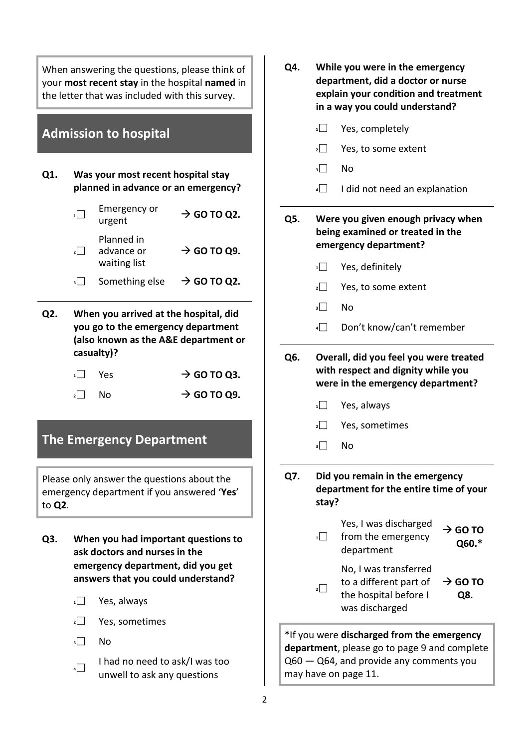When answering the questions, please think of your **most recent stay** in the hospital **named** in the letter that was included with this survey.

## Admission to hospital

**Q1. Was your most recent hospital stay planned in advance or an emergency?**

1 ☐ Emergency or urgent → **GO TO Q2.**

2 ☐ Planned in advance or waiting list → **GO TO Q9.**

3 ☐ Something else → **GO TO Q2.**

**Q2. When you arrived at the hospital, did you go to the emergency department (also known as the A&E department or casualty)?**

1 ☐ Yes → **GO TO Q3.**

2 ☐ No → **GO TO Q9.**

## The Emergency Department

Please only answer the questions about the emergency department if you answered '**Yes**' to **Q2**.

**Q3. When you had important questions to ask doctors and nurses in the emergency department, did you get answers that you could understand?**

1 ☐ Yes, always

2 ☐ Yes, sometimes

3 ☐ No

4 ☐ I had no need to ask/I was too unwell to ask any questions

**Q4. While you were in the emergency department, did a doctor or nurse explain your condition and treatment in a way you could understand?**

1 ☐ Yes, completely

2 ☐ Yes, to some extent

3 ☐ No

4 ☐ I did not need an explanation

**Q5. Were you given enough privacy when being examined or treated in the emergency department?**

1 ☐ Yes, definitely

2 ☐ Yes, to some extent

3 ☐ No

4 ☐ Don't know/can't remember

**Q6. Overall, did you feel you were treated with respect and dignity while you were in the emergency department?**

1 ☐ Yes, always

2 ☐ Yes, sometimes

3 ☐ No

**Q7. Did you remain in the emergency department for the entire time of your stay?**

1 ☐ Yes, I was discharged from the emergency department → **GO TO Q60.***

2 ☐ No, I was transferred to a different part of the hospital before I was discharged → **GO TO Q8.**

*If you were **discharged from the emergency department**, please go to page 9 and complete Q60 — Q64, and provide any comments you may have on page 11.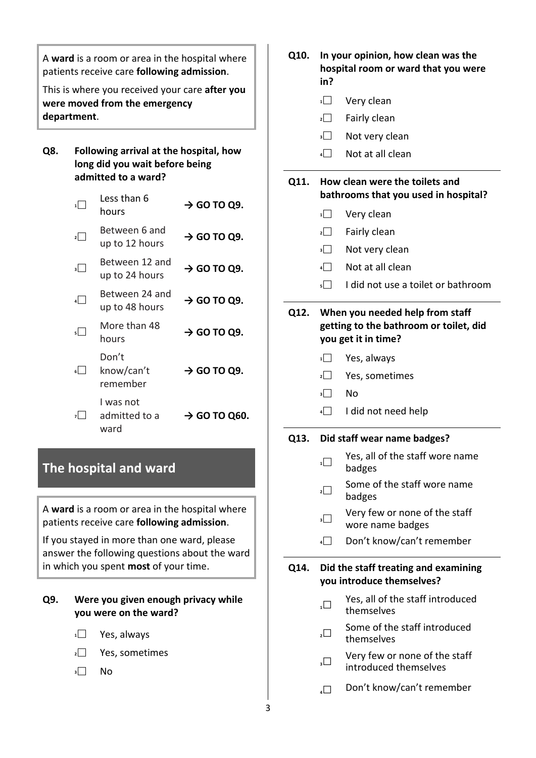A **ward** is a room or area in the hospital where patients receive care **following admission**.

This is where you received your care **after you were moved from the emergency department**.

**Q8. Following arrival at the hospital, how long did you wait before being admitted to a ward?**

- 1☐ Less than 6 hours → **GO TO Q9.**
- 2☐ Between 6 and up to 12 hours → **GO TO Q9.**
- 3☐ Between 12 and up to 24 hours → **GO TO Q9.**
- 4☐ Between 24 and up to 48 hours → **GO TO Q9.**
- 5☐ More than 48 hours → **GO TO Q9.**
- 6☐ Don't know/can't remember → **GO TO Q9.**
- 7☐ I was not admitted to a ward → **GO TO Q60.**

## The hospital and ward

A **ward** is a room or area in the hospital where patients receive care **following admission**.

If you stayed in more than one ward, please answer the following questions about the ward in which you spent **most** of your time.

**Q9. Were you given enough privacy while you were on the ward?**

- 1☐ Yes, always
- 2☐ Yes, sometimes
- 3☐ No

**Q10. In your opinion, how clean was the hospital room or ward that you were in?**

- 1☐ Very clean
- 2☐ Fairly clean
- 3☐ Not very clean
- 4☐ Not at all clean

**Q11. How clean were the toilets and bathrooms that you used in hospital?**

- 1☐ Very clean
- 2☐ Fairly clean
- 3☐ Not very clean
- 4☐ Not at all clean
- 5☐ I did not use a toilet or bathroom

**Q12. When you needed help from staff getting to the bathroom or toilet, did you get it in time?**

- 1☐ Yes, always
- 2☐ Yes, sometimes
- 3☐ No
- 4☐ I did not need help

**Q13. Did staff wear name badges?**

- 1☐ Yes, all of the staff wore name badges
- 2☐ Some of the staff wore name badges
- 3☐ Very few or none of the staff wore name badges
- 4☐ Don't know/can't remember

**Q14. Did the staff treating and examining you introduce themselves?**

- 1☐ Yes, all of the staff introduced themselves
- 2☐ Some of the staff introduced themselves
- 3☐ Very few or none of the staff introduced themselves
- 4☐ Don't know/can't remember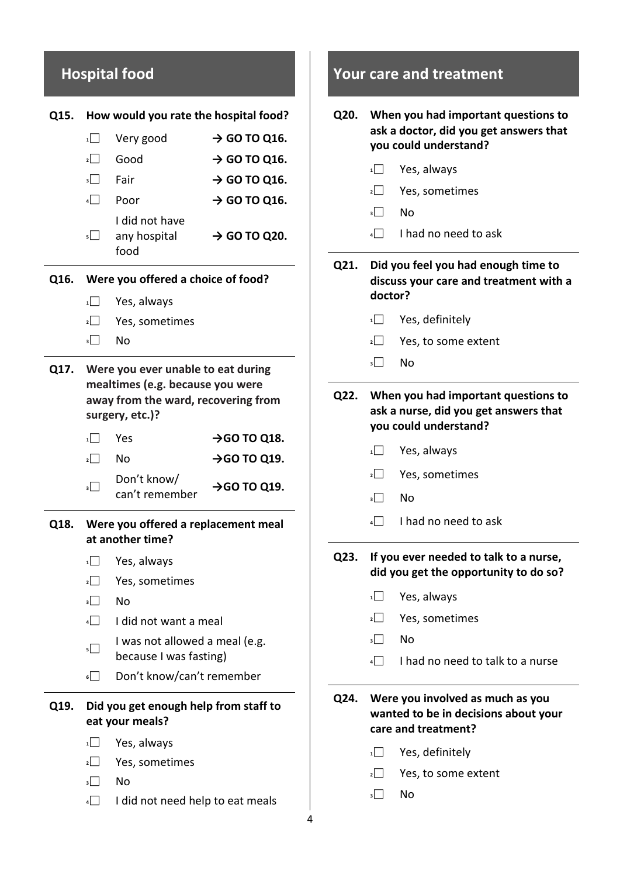## Hospital food

**Q15. How would you rate the hospital food?**

- 1☐ Very good → **GO TO Q16.**
- 2☐ Good → **GO TO Q16.**
- 3☐ Fair → **GO TO Q16.**
- 4☐ Poor → **GO TO Q16.**
- 5☐ I did not have any hospital food → **GO TO Q20.**

**Q16. Were you offered a choice of food?**

- 1☐ Yes, always
- 2☐ Yes, sometimes
- 3☐ No

**Q17. Were you ever unable to eat during mealtimes (e.g. because you were away from the ward, recovering from surgery, etc.)?**

- 1☐ Yes → **GO TO Q18.**
- 2☐ No → **GO TO Q19.**
- 3☐ Don't know/ can't remember → **GO TO Q19.**

**Q18. Were you offered a replacement meal at another time?**

- 1☐ Yes, always
- 2☐ Yes, sometimes
- 3☐ No
- 4☐ I did not want a meal
- 5☐ I was not allowed a meal (e.g. because I was fasting)
- 6☐ Don't know/can't remember

**Q19. Did you get enough help from staff to eat your meals?**

- 1☐ Yes, always
- 2☐ Yes, sometimes
- 3☐ No
- 4☐ I did not need help to eat meals

## Your care and treatment

**Q20. When you had important questions to ask a doctor, did you get answers that you could understand?**

- 1☐ Yes, always
- 2☐ Yes, sometimes
- 3☐ No
- 4☐ I had no need to ask

**Q21. Did you feel you had enough time to discuss your care and treatment with a doctor?**

- 1☐ Yes, definitely
- 2☐ Yes, to some extent
- 3☐ No

**Q22. When you had important questions to ask a nurse, did you get answers that you could understand?**

- 1☐ Yes, always
- 2☐ Yes, sometimes
- 3☐ No
- 4☐ I had no need to ask

**Q23. If you ever needed to talk to a nurse, did you get the opportunity to do so?**

- 1☐ Yes, always
- 2☐ Yes, sometimes
- 3☐ No
- 4☐ I had no need to talk to a nurse

**Q24. Were you involved as much as you wanted to be in decisions about your care and treatment?**

- 1☐ Yes, definitely
- 2☐ Yes, to some extent
- 3☐ No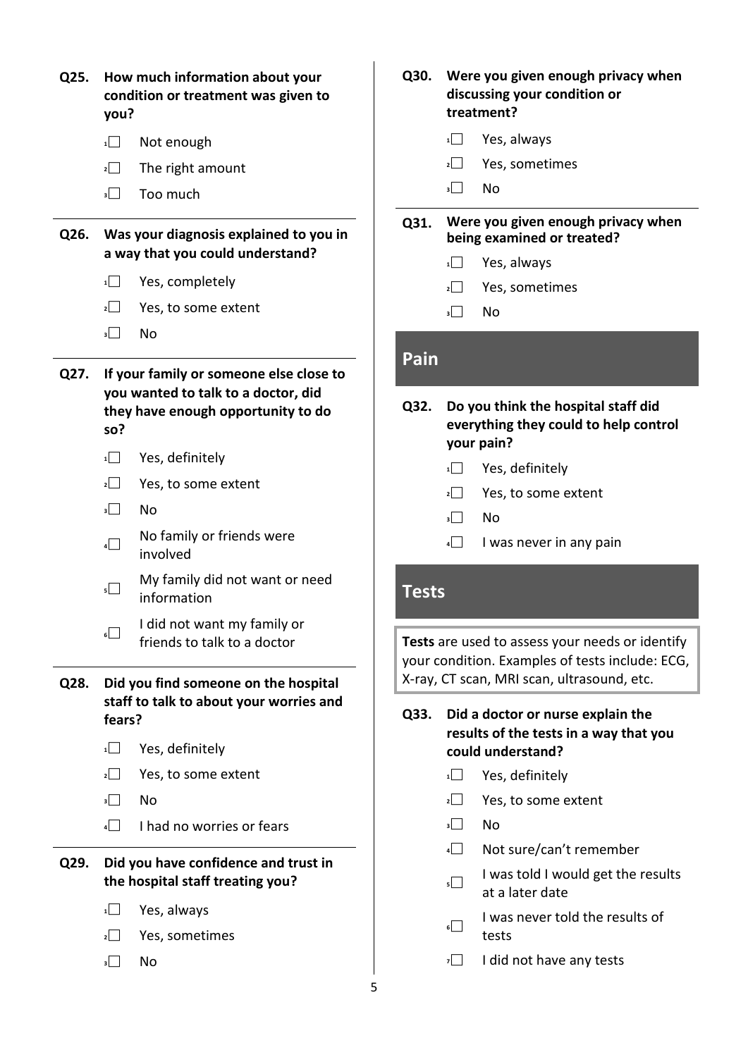**Q25. How much information about your condition or treatment was given to you?**

- ₁☐ Not enough
- ₂☐ The right amount
- ₃☐ Too much

**Q26. Was your diagnosis explained to you in a way that you could understand?**

- ₁☐ Yes, completely
- ₂☐ Yes, to some extent
- ₃☐ No

**Q27. If your family or someone else close to you wanted to talk to a doctor, did they have enough opportunity to do so?**

- ₁☐ Yes, definitely
- ₂☐ Yes, to some extent
- ₃☐ No
- ₄☐ No family or friends were involved
- ₅☐ My family did not want or need information
- ₆☐ I did not want my family or friends to talk to a doctor

**Q28. Did you find someone on the hospital staff to talk to about your worries and fears?**

- ₁☐ Yes, definitely
- ₂☐ Yes, to some extent
- ₃☐ No
- ₄☐ I had no worries or fears

**Q29. Did you have confidence and trust in the hospital staff treating you?**

- ₁☐ Yes, always
- ₂☐ Yes, sometimes
- ₃☐ No

**Q30. Were you given enough privacy when discussing your condition or treatment?**

- ₁☐ Yes, always
- ₂☐ Yes, sometimes
- ₃☐ No

**Q31. Were you given enough privacy when being examined or treated?**

- ₁☐ Yes, always
- ₂☐ Yes, sometimes
- ₃☐ No

## Pain

**Q32. Do you think the hospital staff did everything they could to help control your pain?**

- ₁☐ Yes, definitely
- ₂☐ Yes, to some extent
- ₃☐ No
- ₄☐ I was never in any pain

## Tests

**Tests** are used to assess your needs or identify your condition. Examples of tests include: ECG, X-ray, CT scan, MRI scan, ultrasound, etc.

**Q33. Did a doctor or nurse explain the results of the tests in a way that you could understand?**

- ₁☐ Yes, definitely
- ₂☐ Yes, to some extent
- ₃☐ No
- ₄☐ Not sure/can't remember
- ₅☐ I was told I would get the results at a later date
- ₆☐ I was never told the results of tests
- ₇☐ I did not have any tests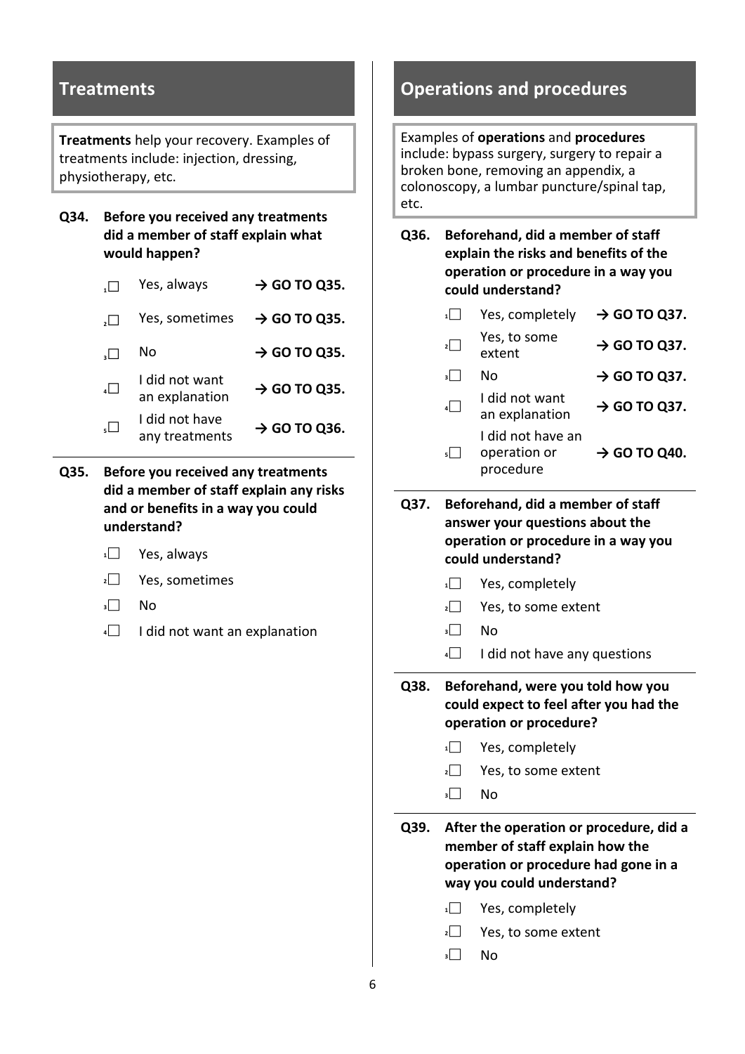## Treatments

**Treatments** help your recovery. Examples of treatments include: injection, dressing, physiotherapy, etc.

**Q34. Before you received any treatments did a member of staff explain what would happen?**

1. ☐ Yes, always → **GO TO Q35.**
2. ☐ Yes, sometimes → **GO TO Q35.**
3. ☐ No → **GO TO Q35.**
4. ☐ I did not want an explanation → **GO TO Q35.**
5. ☐ I did not have any treatments → **GO TO Q36.**

**Q35. Before you received any treatments did a member of staff explain any risks and or benefits in a way you could understand?**

1. ☐ Yes, always
2. ☐ Yes, sometimes
3. ☐ No
4. ☐ I did not want an explanation

## Operations and procedures

Examples of **operations** and **procedures** include: bypass surgery, surgery to repair a broken bone, removing an appendix, a colonoscopy, a lumbar puncture/spinal tap, etc.

**Q36. Beforehand, did a member of staff explain the risks and benefits of the operation or procedure in a way you could understand?**

1. ☐ Yes, completely → **GO TO Q37.**
2. ☐ Yes, to some extent → **GO TO Q37.**
3. ☐ No → **GO TO Q37.**
4. ☐ I did not want an explanation → **GO TO Q37.**
5. ☐ I did not have an operation or procedure → **GO TO Q40.**

**Q37. Beforehand, did a member of staff answer your questions about the operation or procedure in a way you could understand?**

1. ☐ Yes, completely
2. ☐ Yes, to some extent
3. ☐ No
4. ☐ I did not have any questions

**Q38. Beforehand, were you told how you could expect to feel after you had the operation or procedure?**

1. ☐ Yes, completely
2. ☐ Yes, to some extent
3. ☐ No

**Q39. After the operation or procedure, did a member of staff explain how the operation or procedure had gone in a way you could understand?**

1. ☐ Yes, completely
2. ☐ Yes, to some extent
3. ☐ No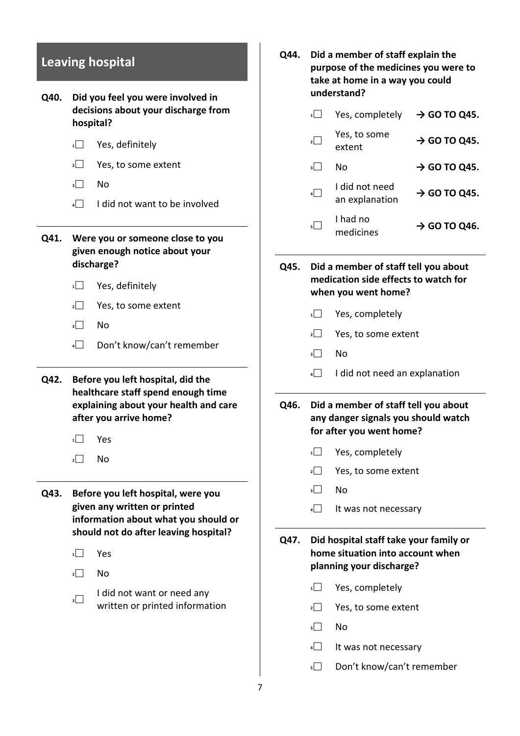## Leaving hospital

**Q40. Did you feel you were involved in decisions about your discharge from hospital?**

1☐ Yes, definitely

2☐ Yes, to some extent

3☐ No

4☐ I did not want to be involved

**Q41. Were you or someone close to you given enough notice about your discharge?**

1☐ Yes, definitely

2☐ Yes, to some extent

3☐ No

4☐ Don't know/can't remember

**Q42. Before you left hospital, did the healthcare staff spend enough time explaining about your health and care after you arrive home?**

1☐ Yes

2☐ No

**Q43. Before you left hospital, were you given any written or printed information about what you should or should not do after leaving hospital?**

1☐ Yes

2☐ No

3☐ I did not want or need any written or printed information

**Q44. Did a member of staff explain the purpose of the medicines you were to take at home in a way you could understand?**

1☐ Yes, completely **→ GO TO Q45.**

2☐ Yes, to some extent **→ GO TO Q45.**

3☐ No **→ GO TO Q45.**

4☐ I did not need an explanation **→ GO TO Q45.**

5☐ I had no medicines **→ GO TO Q46.**

**Q45. Did a member of staff tell you about medication side effects to watch for when you went home?**

1☐ Yes, completely

2☐ Yes, to some extent

3☐ No

4☐ I did not need an explanation

**Q46. Did a member of staff tell you about any danger signals you should watch for after you went home?**

1☐ Yes, completely

2☐ Yes, to some extent

3☐ No

4☐ It was not necessary

**Q47. Did hospital staff take your family or home situation into account when planning your discharge?**

1☐ Yes, completely

2☐ Yes, to some extent

3☐ No

4☐ It was not necessary

5☐ Don't know/can't remember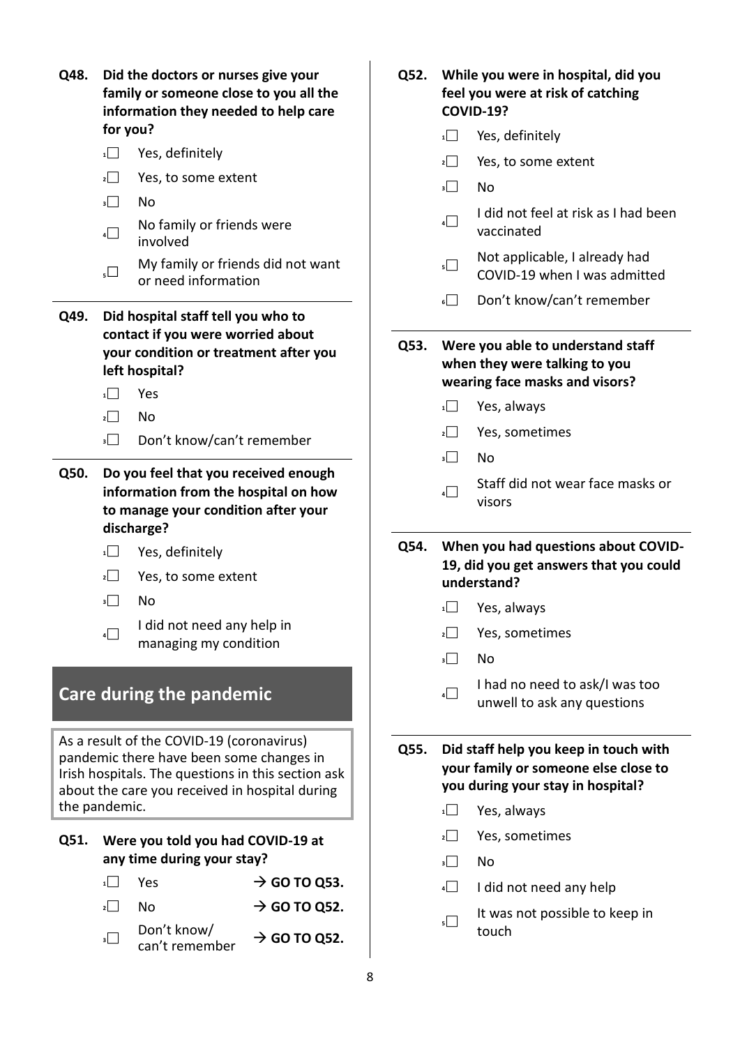**Q48. Did the doctors or nurses give your family or someone close to you all the information they needed to help care for you?**

1☐ Yes, definitely

2☐ Yes, to some extent

3☐ No

4☐ No family or friends were involved

5☐ My family or friends did not want or need information

**Q49. Did hospital staff tell you who to contact if you were worried about your condition or treatment after you left hospital?**

1☐ Yes

2☐ No

3☐ Don't know/can't remember

**Q50. Do you feel that you received enough information from the hospital on how to manage your condition after your discharge?**

1☐ Yes, definitely

2☐ Yes, to some extent

3☐ No

4☐ I did not need any help in managing my condition

## Care during the pandemic

As a result of the COVID-19 (coronavirus) pandemic there have been some changes in Irish hospitals. The questions in this section ask about the care you received in hospital during the pandemic.

**Q51. Were you told you had COVID-19 at any time during your stay?**

1☐ Yes → **GO TO Q53.**

2☐ No → **GO TO Q52.**

3☐ Don't know/ can't remember → **GO TO Q52.**

**Q52. While you were in hospital, did you feel you were at risk of catching COVID-19?**

1☐ Yes, definitely

2☐ Yes, to some extent

3☐ No

4☐ I did not feel at risk as I had been vaccinated

5☐ Not applicable, I already had COVID-19 when I was admitted

6☐ Don't know/can't remember

**Q53. Were you able to understand staff when they were talking to you wearing face masks and visors?**

1☐ Yes, always

2☐ Yes, sometimes

3☐ No

4☐ Staff did not wear face masks or visors

**Q54. When you had questions about COVID-19, did you get answers that you could understand?**

1☐ Yes, always

2☐ Yes, sometimes

3☐ No

4☐ I had no need to ask/I was too unwell to ask any questions

**Q55. Did staff help you keep in touch with your family or someone else close to you during your stay in hospital?**

1☐ Yes, always

2☐ Yes, sometimes

3☐ No

4☐ I did not need any help

5☐ It was not possible to keep in touch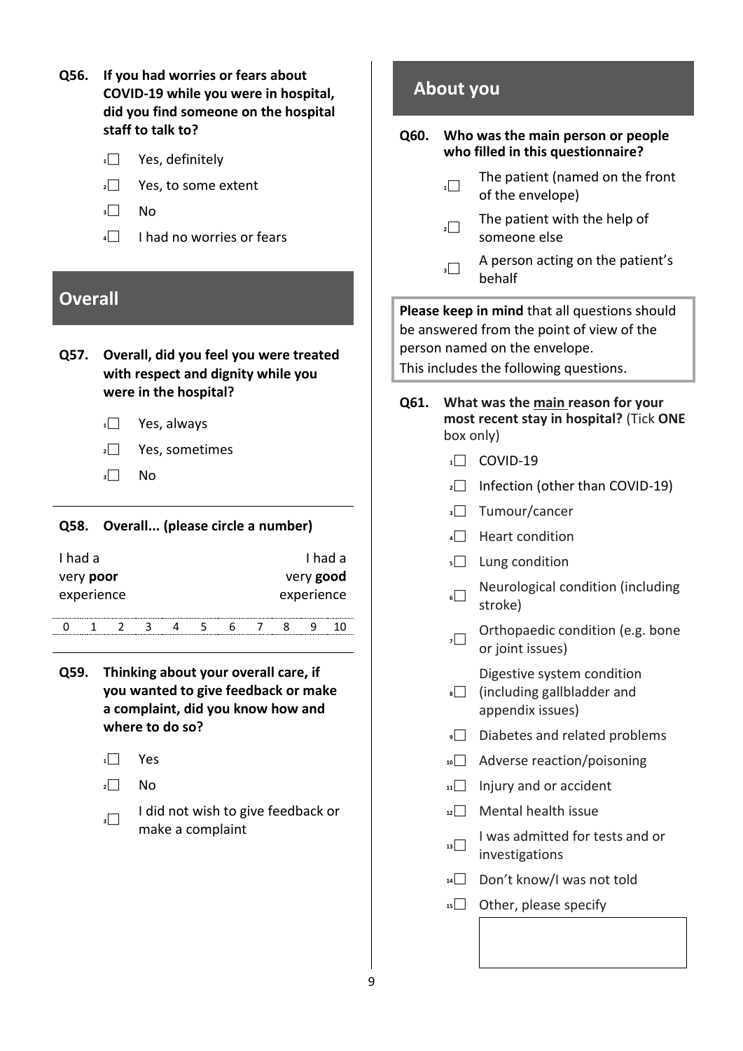**Q56. If you had worries or fears about COVID-19 while you were in hospital, did you find someone on the hospital staff to talk to?**

- 1☐ Yes, definitely
- 2☐ Yes, to some extent
- 3☐ No
- 4☐ I had no worries or fears

## Overall

**Q57. Overall, did you feel you were treated with respect and dignity while you were in the hospital?**

- 1☐ Yes, always
- 2☐ Yes, sometimes
- 3☐ No

**Q58. Overall... (please circle a number)**

I had a very **poor** experience — I had a very **good** experience

0 1 2 3 4 5 6 7 8 9 10

**Q59. Thinking about your overall care, if you wanted to give feedback or make a complaint, did you know how and where to do so?**

- 1☐ Yes
- 2☐ No
- 3☐ I did not wish to give feedback or make a complaint

## About you

**Q60. Who was the main person or people who filled in this questionnaire?**

- 1☐ The patient (named on the front of the envelope)
- 2☐ The patient with the help of someone else
- 3☐ A person acting on the patient's behalf

**Please keep in mind** that all questions should be answered from the point of view of the person named on the envelope.
This includes the following questions.

**Q61. What was the main reason for your most recent stay in hospital?** (Tick **ONE** box only)

- 1☐ COVID-19
- 2☐ Infection (other than COVID-19)
- 3☐ Tumour/cancer
- 4☐ Heart condition
- 5☐ Lung condition
- 6☐ Neurological condition (including stroke)
- 7☐ Orthopaedic condition (e.g. bone or joint issues)
- 8☐ Digestive system condition (including gallbladder and appendix issues)
- 9☐ Diabetes and related problems
- 10☐ Adverse reaction/poisoning
- 11☐ Injury and or accident
- 12☐ Mental health issue
- 13☐ I was admitted for tests and or investigations
- 14☐ Don't know/I was not told
- 15☐ Other, please specify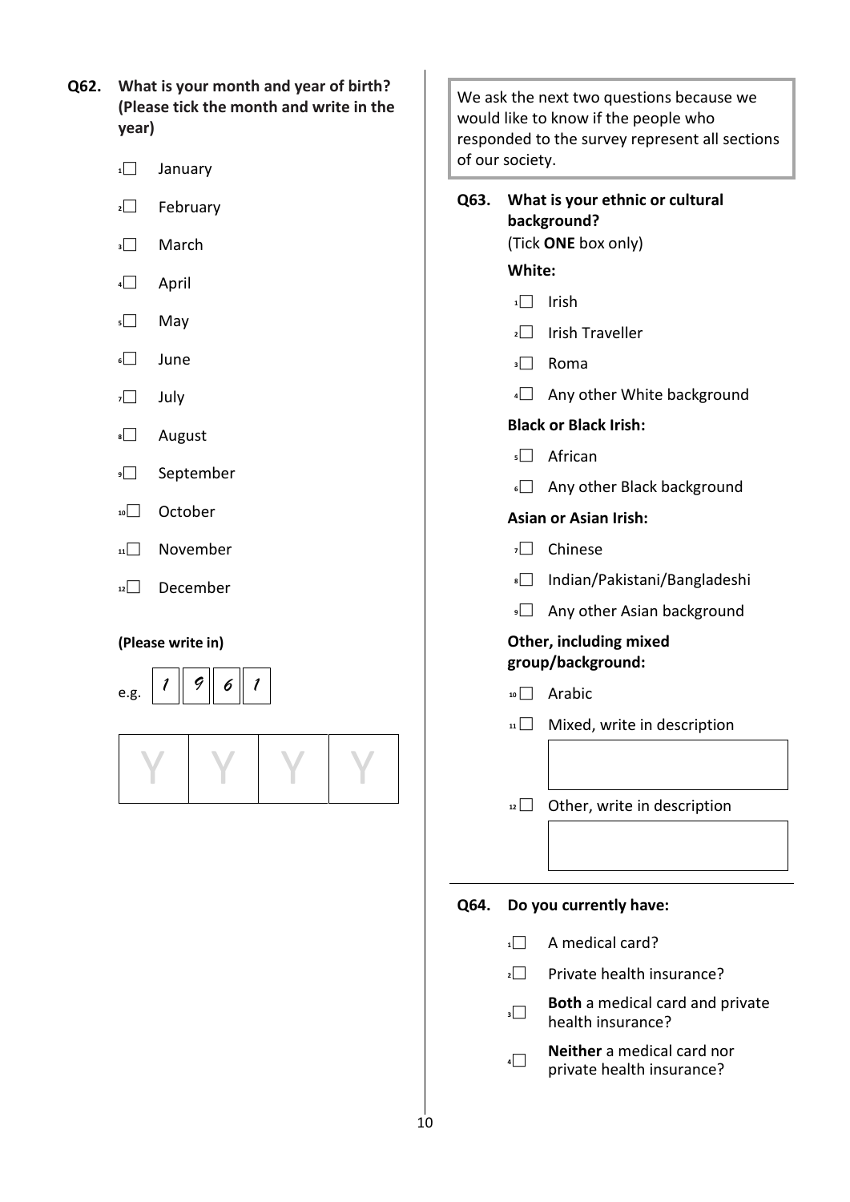**Q62. What is your month and year of birth? (Please tick the month and write in the year)**

1☐ January

2☐ February

3☐ March

4☐ April

5☐ May

6☐ June

7☐ July

8☐ August

9☐ September

10☐ October

11☐ November

12☐ December

**(Please write in)**

e.g. 1 9 6 1

| Y | Y | Y | Y |
|---|---|---|---|

We ask the next two questions because we would like to know if the people who responded to the survey represent all sections of our society.

**Q63. What is your ethnic or cultural background?**
(Tick **ONE** box only)

**White:**

1☐ Irish

2☐ Irish Traveller

3☐ Roma

4☐ Any other White background

**Black or Black Irish:**

5☐ African

6☐ Any other Black background

**Asian or Asian Irish:**

7☐ Chinese

8☐ Indian/Pakistani/Bangladeshi

9☐ Any other Asian background

**Other, including mixed group/background:**

10☐ Arabic

11☐ Mixed, write in description

12☐ Other, write in description

**Q64. Do you currently have:**

1☐ A medical card?

2☐ Private health insurance?

3☐ **Both** a medical card and private health insurance?

4☐ **Neither** a medical card nor private health insurance?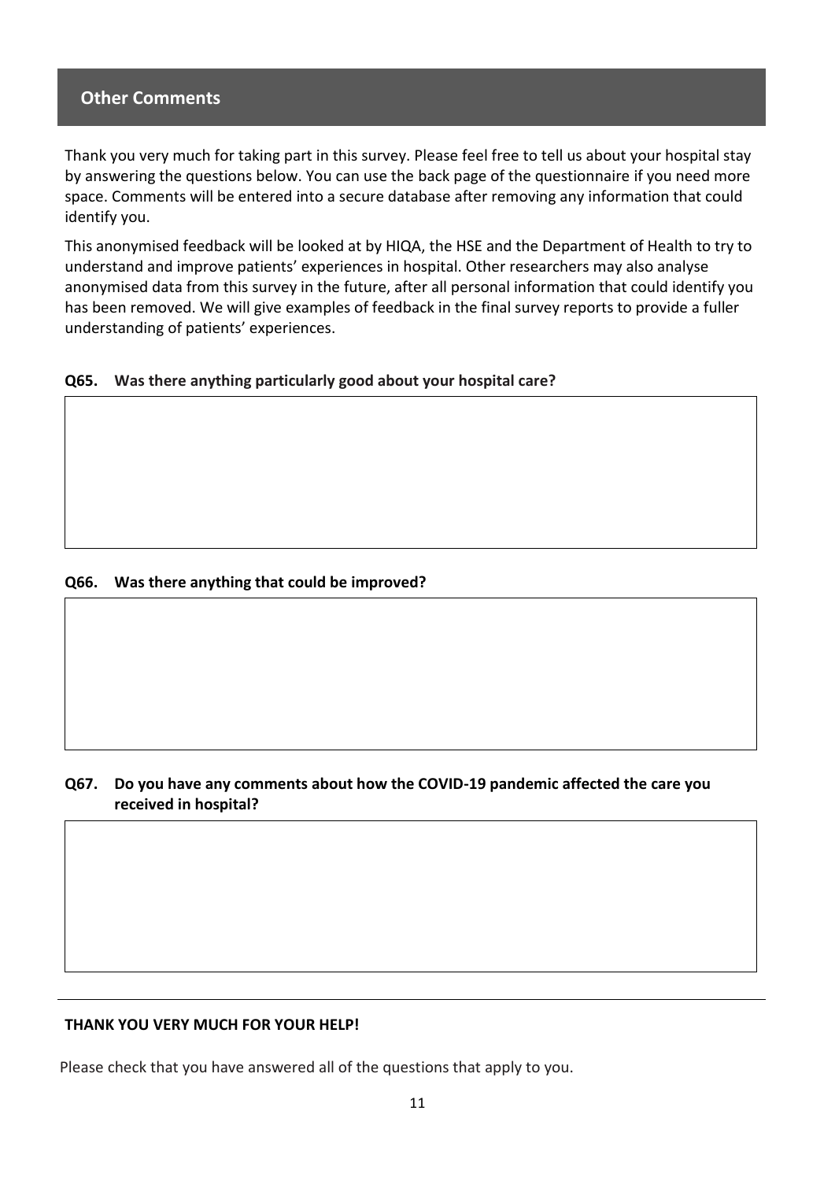## Other Comments

Thank you very much for taking part in this survey. Please feel free to tell us about your hospital stay by answering the questions below. You can use the back page of the questionnaire if you need more space. Comments will be entered into a secure database after removing any information that could identify you.

This anonymised feedback will be looked at by HIQA, the HSE and the Department of Health to try to understand and improve patients' experiences in hospital. Other researchers may also analyse anonymised data from this survey in the future, after all personal information that could identify you has been removed. We will give examples of feedback in the final survey reports to provide a fuller understanding of patients' experiences.

**Q65. Was there anything particularly good about your hospital care?**

**Q66. Was there anything that could be improved?**

**Q67. Do you have any comments about how the COVID-19 pandemic affected the care you received in hospital?**

---

**THANK YOU VERY MUCH FOR YOUR HELP!**

Please check that you have answered all of the questions that apply to you.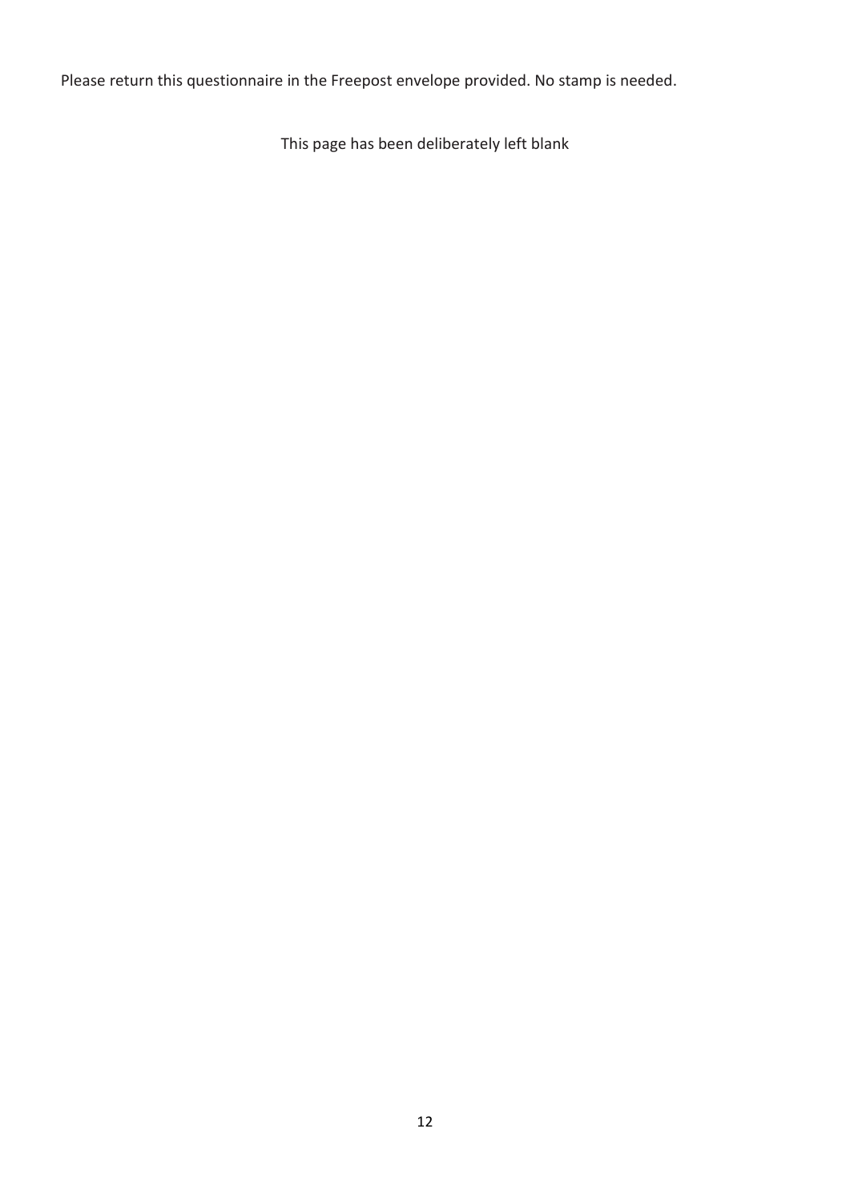Please return this questionnaire in the Freepost envelope provided. No stamp is needed.

This page has been deliberately left blank